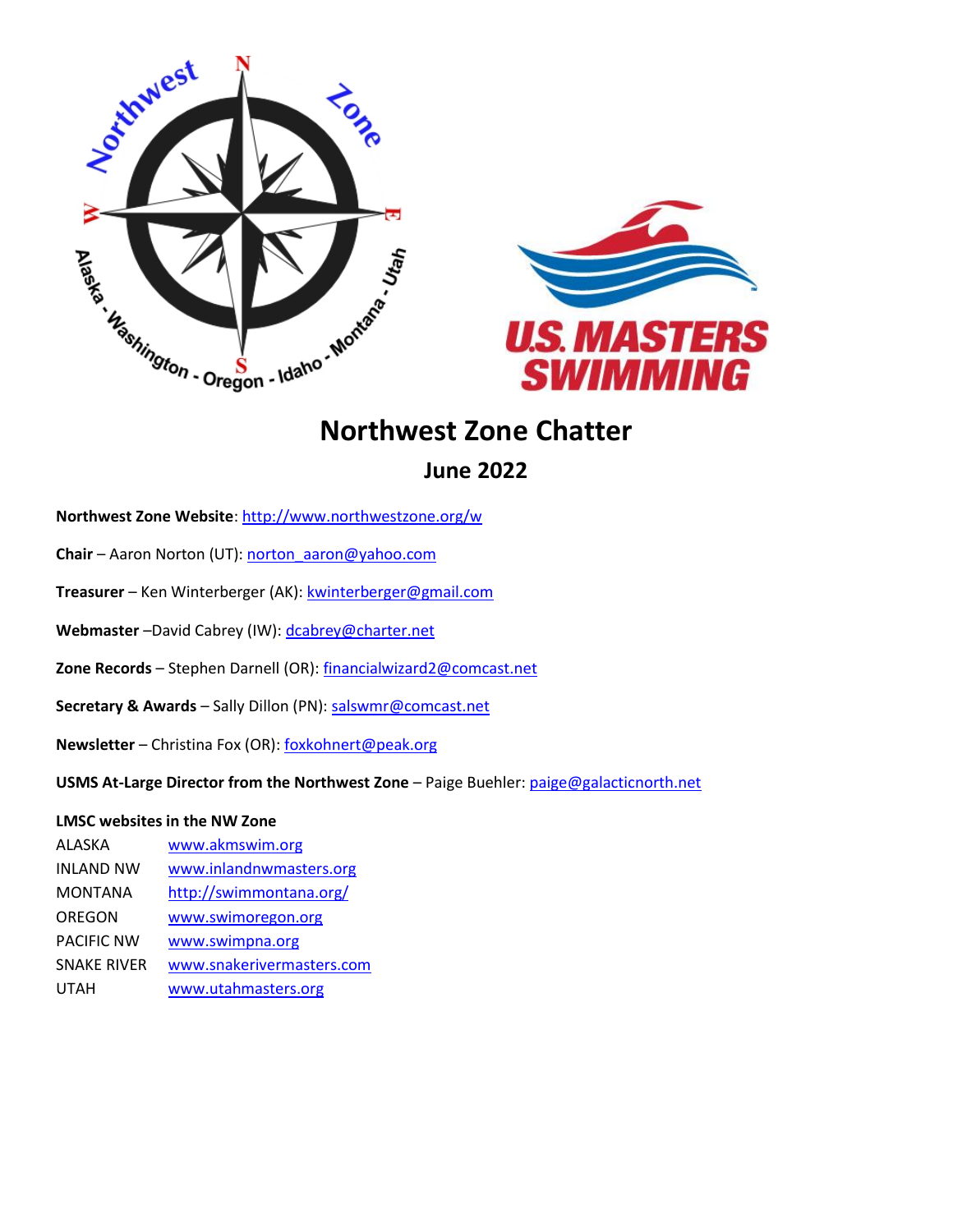# Northwest Zone Chatter

## June 2022

**Northwest Zone Website**: http://www.northwestzone.org/w

**Chair** – Aaron Norton (UT): norton_aaron@yahoo.com

**Treasurer** – Ken Winterberger (AK): kwinterberger@gmail.com

**Webmaster** –David Cabrey (IW): dcabrey@charter.net

**Zone Records** – Stephen Darnell (OR): financialwizard2@comcast.net

**Secretary & Awards** – Sally Dillon (PN): salswmr@comcast.net

**Newsletter** – Christina Fox (OR): foxkohnert@peak.org

**USMS At-Large Director from the Northwest Zone** – Paige Buehler: paige@galacticnorth.net

**LMSC websites in the NW Zone**

| | |
|---|---|
| ALASKA | www.akmswim.org |
| INLAND NW | www.inlandnwmasters.org |
| MONTANA | http://swimmontana.org/ |
| OREGON | www.swimoregon.org |
| PACIFIC NW | www.swimpna.org |
| SNAKE RIVER | www.snakerivermasters.com |
| UTAH | www.utahmasters.org |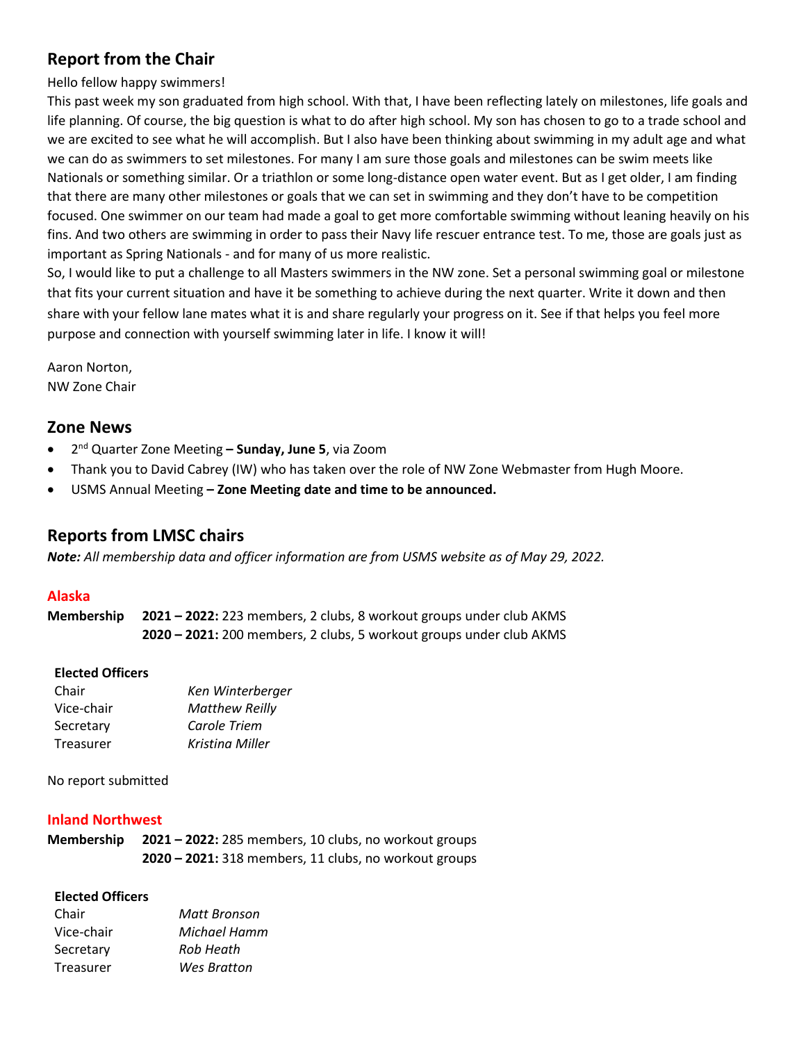## Report from the Chair

Hello fellow happy swimmers!

This past week my son graduated from high school. With that, I have been reflecting lately on milestones, life goals and life planning. Of course, the big question is what to do after high school. My son has chosen to go to a trade school and we are excited to see what he will accomplish. But I also have been thinking about swimming in my adult age and what we can do as swimmers to set milestones. For many I am sure those goals and milestones can be swim meets like Nationals or something similar. Or a triathlon or some long-distance open water event. But as I get older, I am finding that there are many other milestones or goals that we can set in swimming and they don't have to be competition focused. One swimmer on our team had made a goal to get more comfortable swimming without leaning heavily on his fins. And two others are swimming in order to pass their Navy life rescuer entrance test. To me, those are goals just as important as Spring Nationals - and for many of us more realistic.

So, I would like to put a challenge to all Masters swimmers in the NW zone. Set a personal swimming goal or milestone that fits your current situation and have it be something to achieve during the next quarter. Write it down and then share with your fellow lane mates what it is and share regularly your progress on it. See if that helps you feel more purpose and connection with yourself swimming later in life. I know it will!

Aaron Norton,
NW Zone Chair

## Zone News

- 2nd Quarter Zone Meeting **– Sunday, June 5**, via Zoom
- Thank you to David Cabrey (IW) who has taken over the role of NW Zone Webmaster from Hugh Moore.
- USMS Annual Meeting **– Zone Meeting date and time to be announced.**

## Reports from LMSC chairs

***Note:*** *All membership data and officer information are from USMS website as of May 29, 2022.*

### Alaska

**Membership** **2021 – 2022:** 223 members, 2 clubs, 8 workout groups under club AKMS
**2020 – 2021:** 200 members, 2 clubs, 5 workout groups under club AKMS

**Elected Officers**

| | |
|---|---|
| Chair | *Ken Winterberger* |
| Vice-chair | *Matthew Reilly* |
| Secretary | *Carole Triem* |
| Treasurer | *Kristina Miller* |

No report submitted

### Inland Northwest

**Membership** **2021 – 2022:** 285 members, 10 clubs, no workout groups
**2020 – 2021:** 318 members, 11 clubs, no workout groups

**Elected Officers**

| | |
|---|---|
| Chair | *Matt Bronson* |
| Vice-chair | *Michael Hamm* |
| Secretary | *Rob Heath* |
| Treasurer | *Wes Bratton* |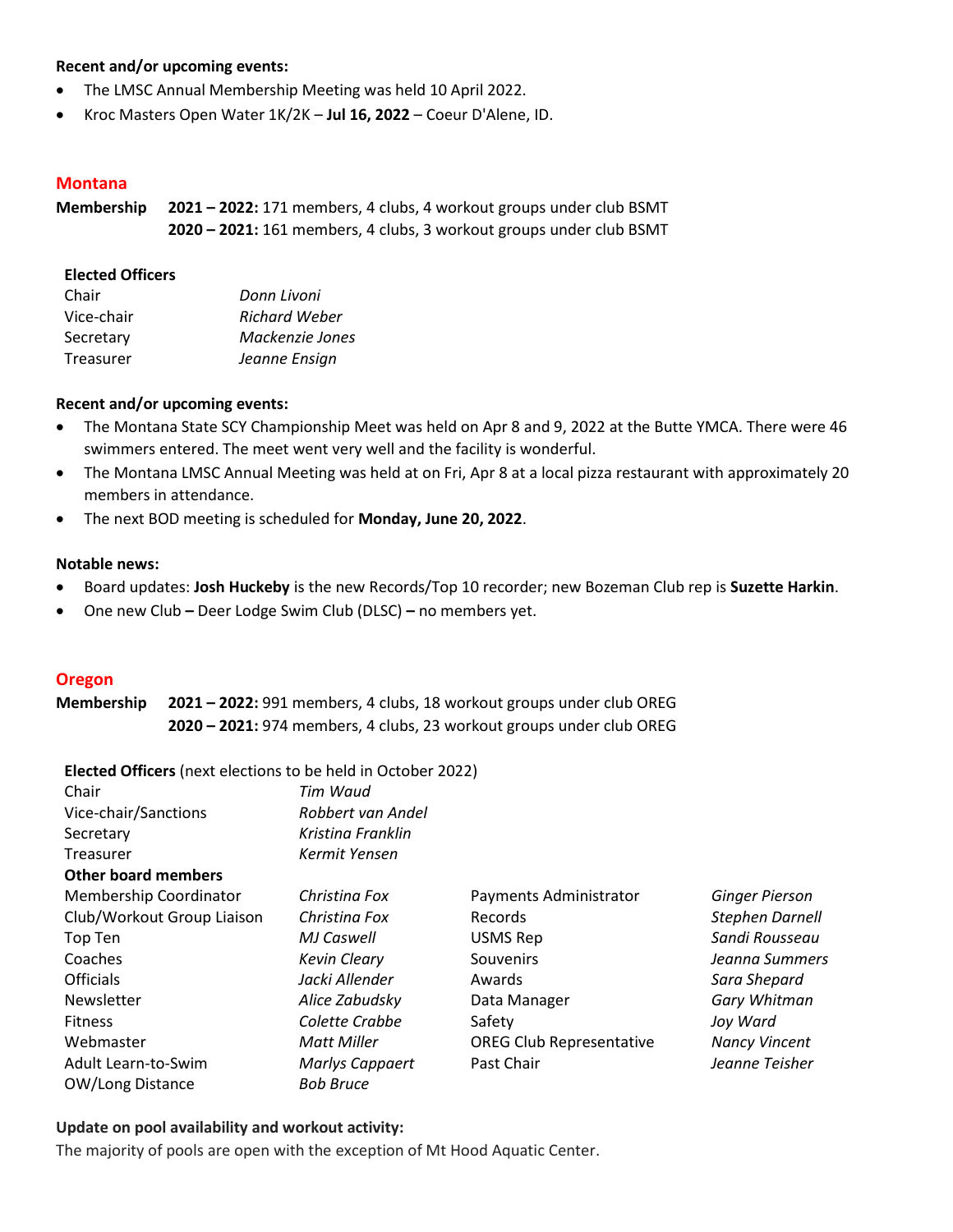**Recent and/or upcoming events:**

- The LMSC Annual Membership Meeting was held 10 April 2022.
- Kroc Masters Open Water 1K/2K – **Jul 16, 2022** – Coeur D'Alene, ID.

## Montana

| **Membership** | **2021 – 2022:** 171 members, 4 clubs, 4 workout groups under club BSMT |
|---|---|
| | **2020 – 2021:** 161 members, 4 clubs, 3 workout groups under club BSMT |

**Elected Officers**

| | |
|---|---|
| Chair | *Donn Livoni* |
| Vice-chair | *Richard Weber* |
| Secretary | *Mackenzie Jones* |
| Treasurer | *Jeanne Ensign* |

**Recent and/or upcoming events:**

- The Montana State SCY Championship Meet was held on Apr 8 and 9, 2022 at the Butte YMCA. There were 46 swimmers entered. The meet went very well and the facility is wonderful.
- The Montana LMSC Annual Meeting was held at on Fri, Apr 8 at a local pizza restaurant with approximately 20 members in attendance.
- The next BOD meeting is scheduled for **Monday, June 20, 2022**.

**Notable news:**

- Board updates: **Josh Huckeby** is the new Records/Top 10 recorder; new Bozeman Club rep is **Suzette Harkin**.
- One new Club **–** Deer Lodge Swim Club (DLSC) **–** no members yet.

## Oregon

| **Membership** | **2021 – 2022:** 991 members, 4 clubs, 18 workout groups under club OREG |
|---|---|
| | **2020 – 2021:** 974 members, 4 clubs, 23 workout groups under club OREG |

**Elected Officers** (next elections to be held in October 2022)

| | | | |
|---|---|---|---|
| Chair | *Tim Waud* | | |
| Vice-chair/Sanctions | *Robbert van Andel* | | |
| Secretary | *Kristina Franklin* | | |
| Treasurer | *Kermit Yensen* | | |
| **Other board members** | | | |
| Membership Coordinator | *Christina Fox* | Payments Administrator | *Ginger Pierson* |
| Club/Workout Group Liaison | *Christina Fox* | Records | *Stephen Darnell* |
| Top Ten | *MJ Caswell* | USMS Rep | *Sandi Rousseau* |
| Coaches | *Kevin Cleary* | Souvenirs | *Jeanna Summers* |
| Officials | *Jacki Allender* | Awards | *Sara Shepard* |
| Newsletter | *Alice Zabudsky* | Data Manager | *Gary Whitman* |
| Fitness | *Colette Crabbe* | Safety | *Joy Ward* |
| Webmaster | *Matt Miller* | OREG Club Representative | *Nancy Vincent* |
| Adult Learn-to-Swim | *Marlys Cappaert* | Past Chair | *Jeanne Teisher* |
| OW/Long Distance | *Bob Bruce* | | |

**Update on pool availability and workout activity:**

The majority of pools are open with the exception of Mt Hood Aquatic Center.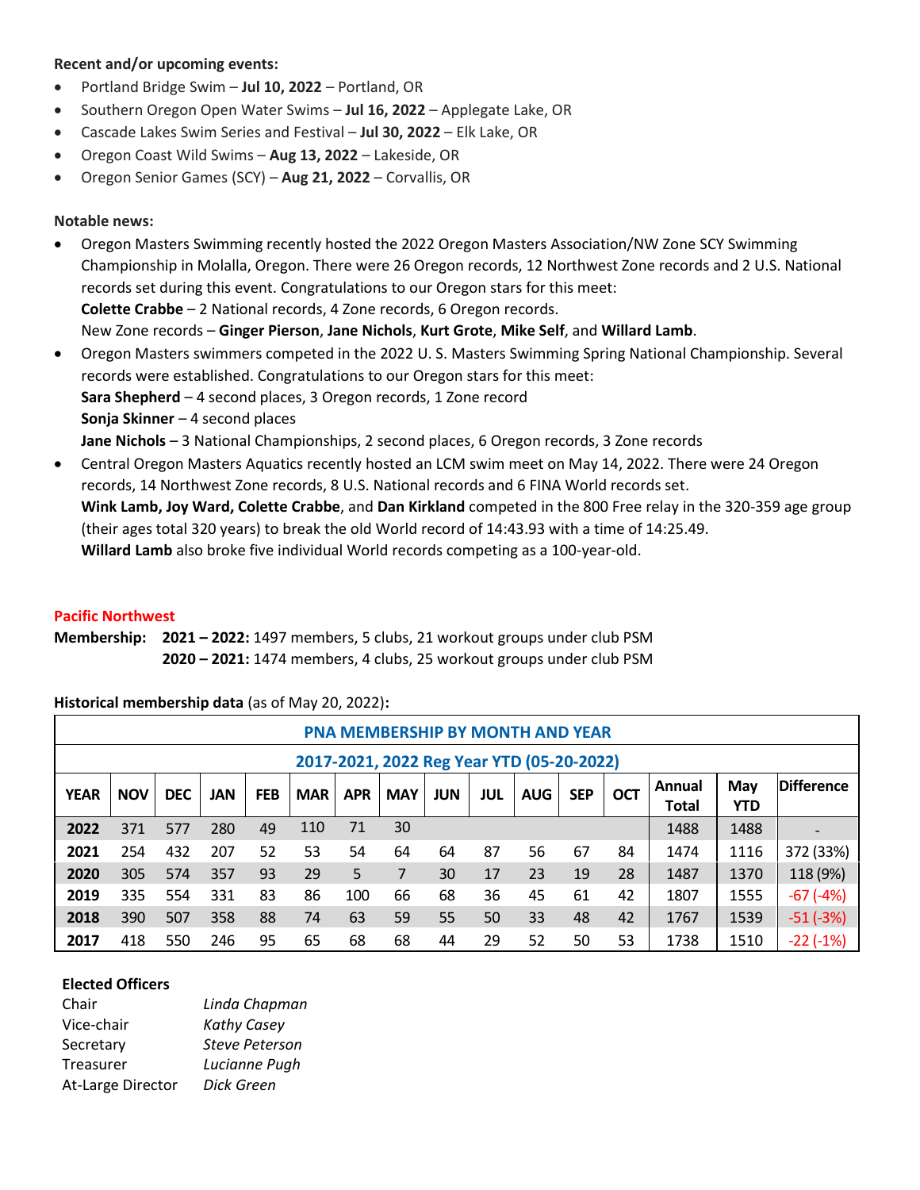**Recent and/or upcoming events:**

- Portland Bridge Swim – **Jul 10, 2022** – Portland, OR
- Southern Oregon Open Water Swims – **Jul 16, 2022** – Applegate Lake, OR
- Cascade Lakes Swim Series and Festival – **Jul 30, 2022** – Elk Lake, OR
- Oregon Coast Wild Swims – **Aug 13, 2022** – Lakeside, OR
- Oregon Senior Games (SCY) – **Aug 21, 2022** – Corvallis, OR

**Notable news:**

- Oregon Masters Swimming recently hosted the 2022 Oregon Masters Association/NW Zone SCY Swimming Championship in Molalla, Oregon. There were 26 Oregon records, 12 Northwest Zone records and 2 U.S. National records set during this event. Congratulations to our Oregon stars for this meet:
  **Colette Crabbe** – 2 National records, 4 Zone records, 6 Oregon records.
  New Zone records – **Ginger Pierson**, **Jane Nichols**, **Kurt Grote**, **Mike Self**, and **Willard Lamb**.
- Oregon Masters swimmers competed in the 2022 U. S. Masters Swimming Spring National Championship. Several records were established. Congratulations to our Oregon stars for this meet:
  **Sara Shepherd** – 4 second places, 3 Oregon records, 1 Zone record
  **Sonja Skinner** – 4 second places
  **Jane Nichols** – 3 National Championships, 2 second places, 6 Oregon records, 3 Zone records
- Central Oregon Masters Aquatics recently hosted an LCM swim meet on May 14, 2022. There were 24 Oregon records, 14 Northwest Zone records, 8 U.S. National records and 6 FINA World records set.
  **Wink Lamb, Joy Ward, Colette Crabbe**, and **Dan Kirkland** competed in the 800 Free relay in the 320-359 age group (their ages total 320 years) to break the old World record of 14:43.93 with a time of 14:25.49.
  **Willard Lamb** also broke five individual World records competing as a 100-year-old.

## Pacific Northwest

**Membership:** **2021 – 2022:** 1497 members, 5 clubs, 21 workout groups under club PSM
**2020 – 2021:** 1474 members, 4 clubs, 25 workout groups under club PSM

**Historical membership data** (as of May 20, 2022)**:**

| PNA MEMBERSHIP BY MONTH AND YEAR | | | | | | | | | | | | | | | |
|---|---|---|---|---|---|---|---|---|---|---|---|---|---|---|---|
| 2017-2021, 2022 Reg Year YTD (05-20-2022) | | | | | | | | | | | | | | | |
| YEAR | NOV | DEC | JAN | FEB | MAR | APR | MAY | JUN | JUL | AUG | SEP | OCT | Annual Total | May YTD | Difference |
| 2022 | 371 | 577 | 280 | 49 | 110 | 71 | 30 | | | | | | 1488 | 1488 | - |
| 2021 | 254 | 432 | 207 | 52 | 53 | 54 | 64 | 64 | 87 | 56 | 67 | 84 | 1474 | 1116 | 372 (33%) |
| 2020 | 305 | 574 | 357 | 93 | 29 | 5 | 7 | 30 | 17 | 23 | 19 | 28 | 1487 | 1370 | 118 (9%) |
| 2019 | 335 | 554 | 331 | 83 | 86 | 100 | 66 | 68 | 36 | 45 | 61 | 42 | 1807 | 1555 | -67 (-4%) |
| 2018 | 390 | 507 | 358 | 88 | 74 | 63 | 59 | 55 | 50 | 33 | 48 | 42 | 1767 | 1539 | -51 (-3%) |
| 2017 | 418 | 550 | 246 | 95 | 65 | 68 | 68 | 44 | 29 | 52 | 50 | 53 | 1738 | 1510 | -22 (-1%) |

**Elected Officers**

| | |
|---|---|
| Chair | *Linda Chapman* |
| Vice-chair | *Kathy Casey* |
| Secretary | *Steve Peterson* |
| Treasurer | *Lucianne Pugh* |
| At-Large Director | *Dick Green* |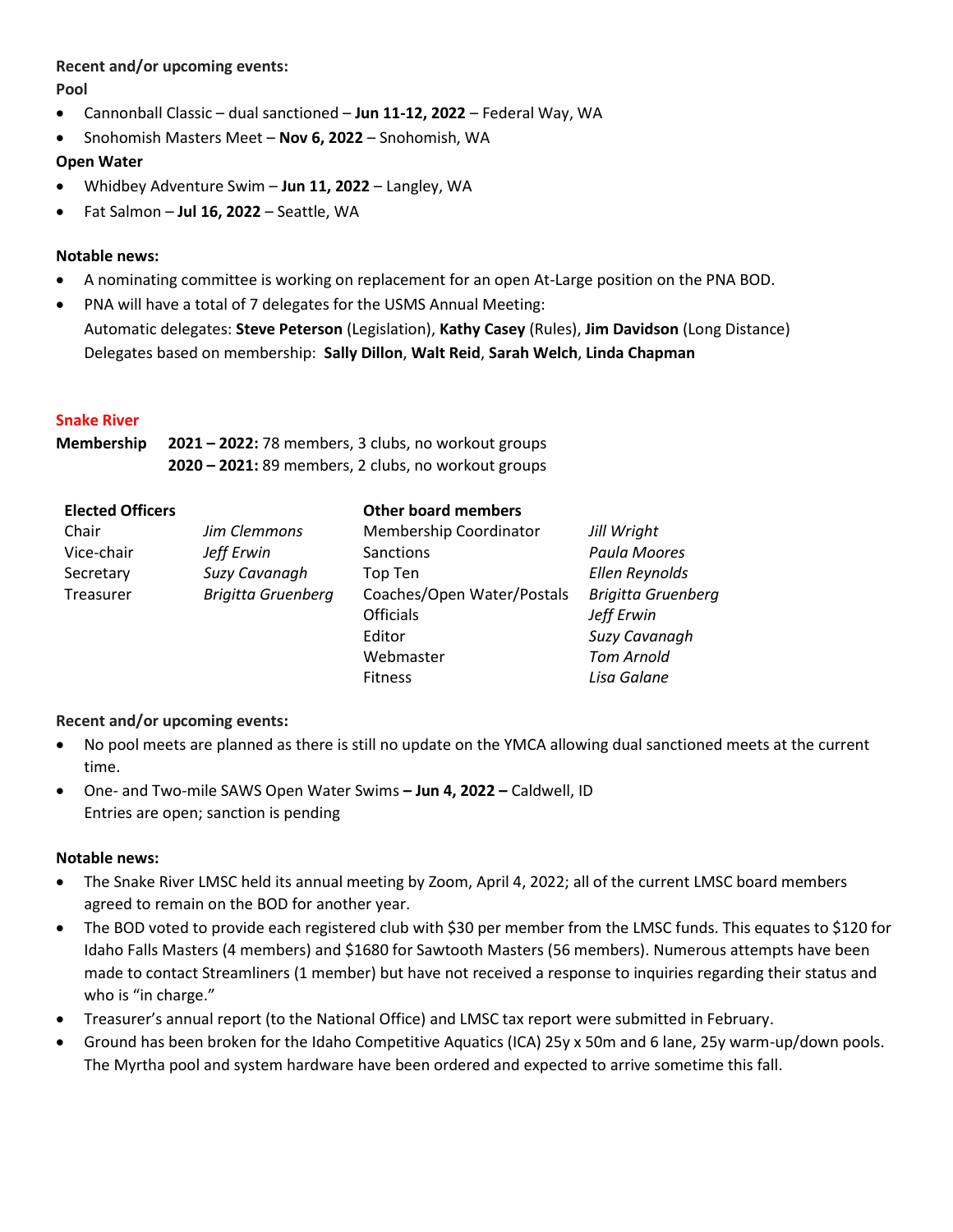**Recent and/or upcoming events:**

**Pool**

- Cannonball Classic – dual sanctioned – **Jun 11-12, 2022** – Federal Way, WA
- Snohomish Masters Meet – **Nov 6, 2022** – Snohomish, WA

**Open Water**

- Whidbey Adventure Swim – **Jun 11, 2022** – Langley, WA
- Fat Salmon – **Jul 16, 2022** – Seattle, WA

**Notable news:**

- A nominating committee is working on replacement for an open At-Large position on the PNA BOD.
- PNA will have a total of 7 delegates for the USMS Annual Meeting:
  Automatic delegates: **Steve Peterson** (Legislation), **Kathy Casey** (Rules), **Jim Davidson** (Long Distance)
  Delegates based on membership: **Sally Dillon**, **Walt Reid**, **Sarah Welch**, **Linda Chapman**

## Snake River

**Membership** **2021 – 2022:** 78 members, 3 clubs, no workout groups
**2020 – 2021:** 89 members, 2 clubs, no workout groups

| **Elected Officers** | | **Other board members** | |
|---|---|---|---|
| Chair | *Jim Clemmons* | Membership Coordinator | *Jill Wright* |
| Vice-chair | *Jeff Erwin* | Sanctions | *Paula Moores* |
| Secretary | *Suzy Cavanagh* | Top Ten | *Ellen Reynolds* |
| Treasurer | *Brigitta Gruenberg* | Coaches/Open Water/Postals | *Brigitta Gruenberg* |
| | | Officials | *Jeff Erwin* |
| | | Editor | *Suzy Cavanagh* |
| | | Webmaster | *Tom Arnold* |
| | | Fitness | *Lisa Galane* |

**Recent and/or upcoming events:**

- No pool meets are planned as there is still no update on the YMCA allowing dual sanctioned meets at the current time.
- One- and Two-mile SAWS Open Water Swims **– Jun 4, 2022 –** Caldwell, ID
  Entries are open; sanction is pending

**Notable news:**

- The Snake River LMSC held its annual meeting by Zoom, April 4, 2022; all of the current LMSC board members agreed to remain on the BOD for another year.
- The BOD voted to provide each registered club with $30 per member from the LMSC funds. This equates to $120 for Idaho Falls Masters (4 members) and $1680 for Sawtooth Masters (56 members). Numerous attempts have been made to contact Streamliners (1 member) but have not received a response to inquiries regarding their status and who is "in charge."
- Treasurer's annual report (to the National Office) and LMSC tax report were submitted in February.
- Ground has been broken for the Idaho Competitive Aquatics (ICA) 25y x 50m and 6 lane, 25y warm-up/down pools. The Myrtha pool and system hardware have been ordered and expected to arrive sometime this fall.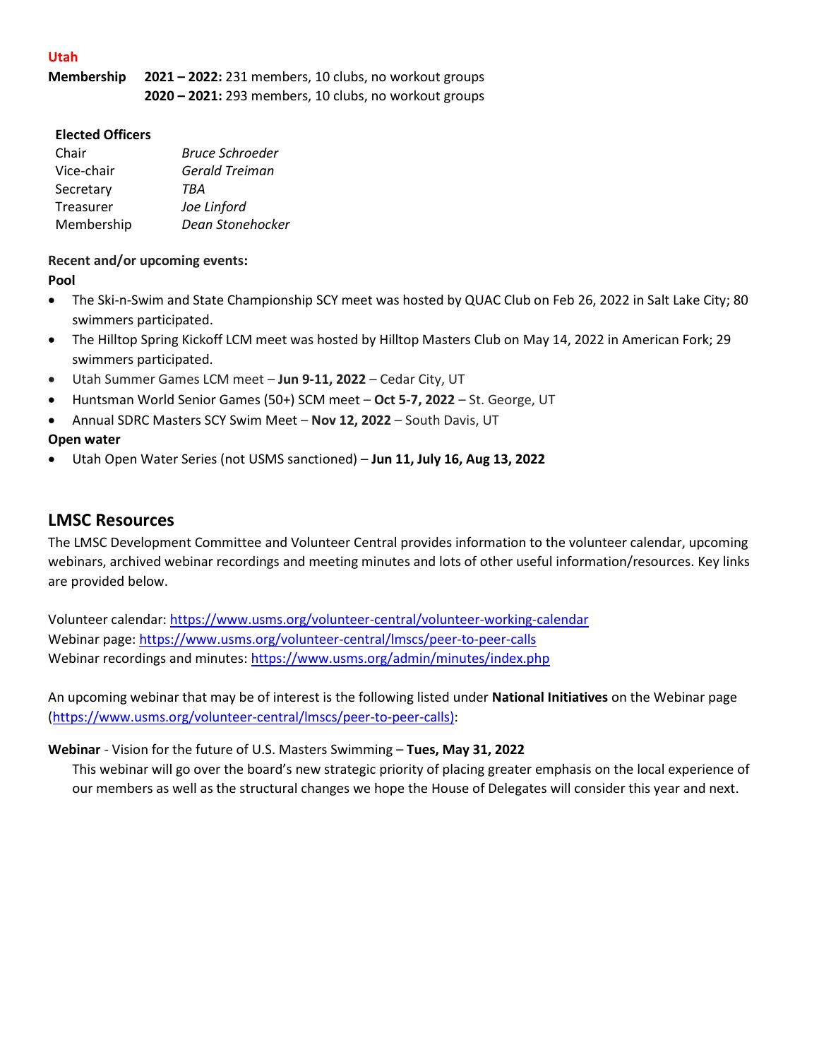**Utah**

**Membership** **2021 – 2022:** 231 members, 10 clubs, no workout groups
**2020 – 2021:** 293 members, 10 clubs, no workout groups

**Elected Officers**

| | |
|---|---|
| Chair | *Bruce Schroeder* |
| Vice-chair | *Gerald Treiman* |
| Secretary | *TBA* |
| Treasurer | *Joe Linford* |
| Membership | *Dean Stonehocker* |

**Recent and/or upcoming events:**

**Pool**

- The Ski-n-Swim and State Championship SCY meet was hosted by QUAC Club on Feb 26, 2022 in Salt Lake City; 80 swimmers participated.
- The Hilltop Spring Kickoff LCM meet was hosted by Hilltop Masters Club on May 14, 2022 in American Fork; 29 swimmers participated.
- Utah Summer Games LCM meet – **Jun 9-11, 2022** – Cedar City, UT
- Huntsman World Senior Games (50+) SCM meet – **Oct 5-7, 2022** – St. George, UT
- Annual SDRC Masters SCY Swim Meet – **Nov 12, 2022** – South Davis, UT

**Open water**

- Utah Open Water Series (not USMS sanctioned) – **Jun 11, July 16, Aug 13, 2022**

## LMSC Resources

The LMSC Development Committee and Volunteer Central provides information to the volunteer calendar, upcoming webinars, archived webinar recordings and meeting minutes and lots of other useful information/resources. Key links are provided below.

Volunteer calendar: https://www.usms.org/volunteer-central/volunteer-working-calendar
Webinar page: https://www.usms.org/volunteer-central/lmscs/peer-to-peer-calls
Webinar recordings and minutes: https://www.usms.org/admin/minutes/index.php

An upcoming webinar that may be of interest is the following listed under **National Initiatives** on the Webinar page (https://www.usms.org/volunteer-central/lmscs/peer-to-peer-calls):

**Webinar** - Vision for the future of U.S. Masters Swimming – **Tues, May 31, 2022**

This webinar will go over the board's new strategic priority of placing greater emphasis on the local experience of our members as well as the structural changes we hope the House of Delegates will consider this year and next.